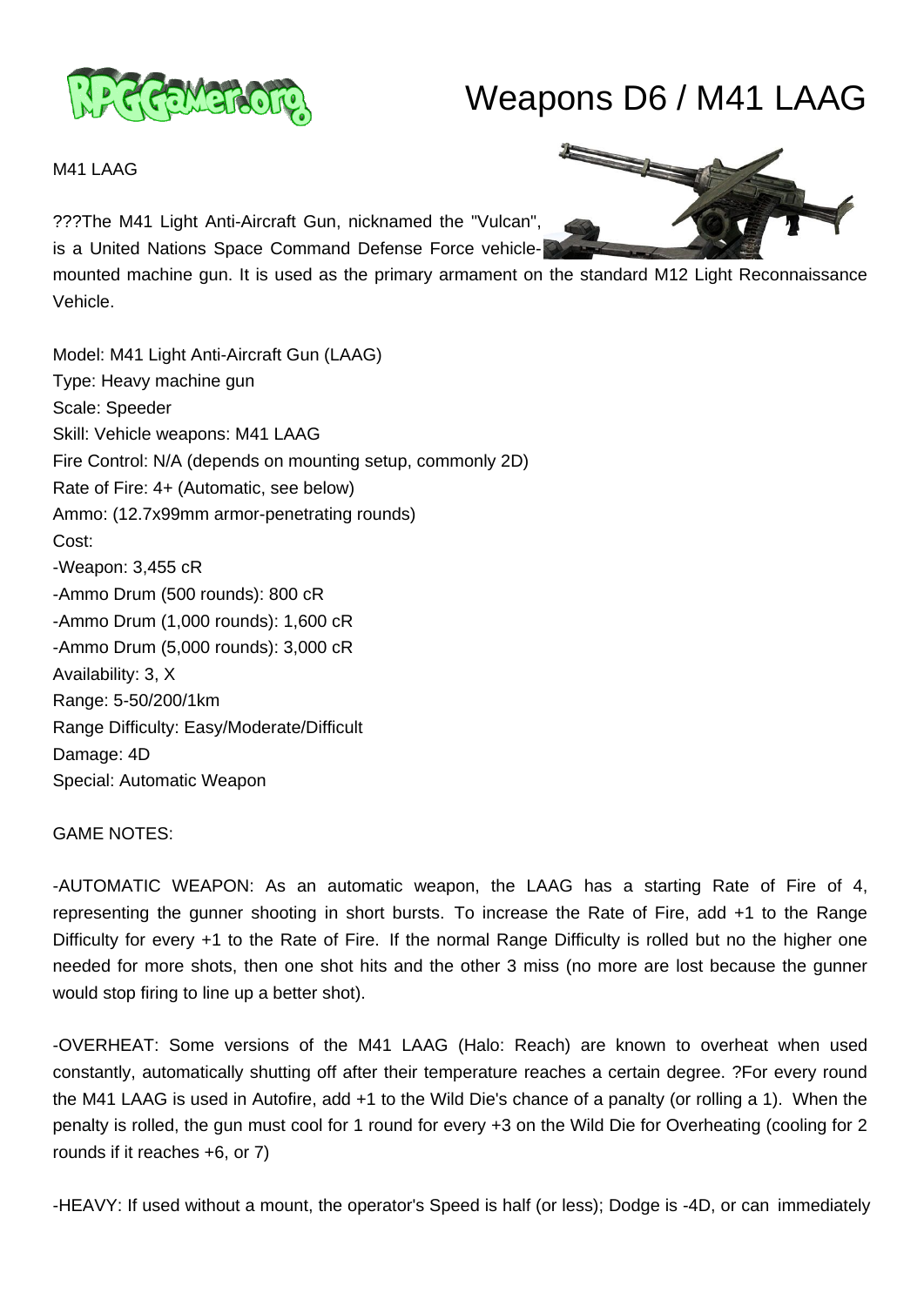# Weapons D6 / M41 LAAG

M41 LAAG

???The M41 Light Anti-Aircraft Gun, nicknamed the "Vulcan", is a United Nations Space Command Defense Force vehicle-mounted machine gun. It is used as the primary armament on the standard M12 Light Reconnaissance Vehicle.

Model: M41 Light Anti-Aircraft Gun (LAAG)
Type: Heavy machine gun
Scale: Speeder
Skill: Vehicle weapons: M41 LAAG
Fire Control: N/A (depends on mounting setup, commonly 2D)
Rate of Fire: 4+ (Automatic, see below)
Ammo: (12.7x99mm armor-penetrating rounds)
Cost:
-Weapon: 3,455 cR
-Ammo Drum (500 rounds): 800 cR
-Ammo Drum (1,000 rounds): 1,600 cR
-Ammo Drum (5,000 rounds): 3,000 cR
Availability: 3, X
Range: 5-50/200/1km
Range Difficulty: Easy/Moderate/Difficult
Damage: 4D
Special: Automatic Weapon

GAME NOTES:

-AUTOMATIC WEAPON: As an automatic weapon, the LAAG has a starting Rate of Fire of 4, representing the gunner shooting in short bursts. To increase the Rate of Fire, add +1 to the Range Difficulty for every +1 to the Rate of Fire. If the normal Range Difficulty is rolled but no the higher one needed for more shots, then one shot hits and the other 3 miss (no more are lost because the gunner would stop firing to line up a better shot).

-OVERHEAT: Some versions of the M41 LAAG (Halo: Reach) are known to overheat when used constantly, automatically shutting off after their temperature reaches a certain degree. ?For every round the M41 LAAG is used in Autofire, add +1 to the Wild Die's chance of a panalty (or rolling a 1). When the penalty is rolled, the gun must cool for 1 round for every +3 on the Wild Die for Overheating (cooling for 2 rounds if it reaches +6, or 7)

-HEAVY: If used without a mount, the operator's Speed is half (or less); Dodge is -4D, or can immediately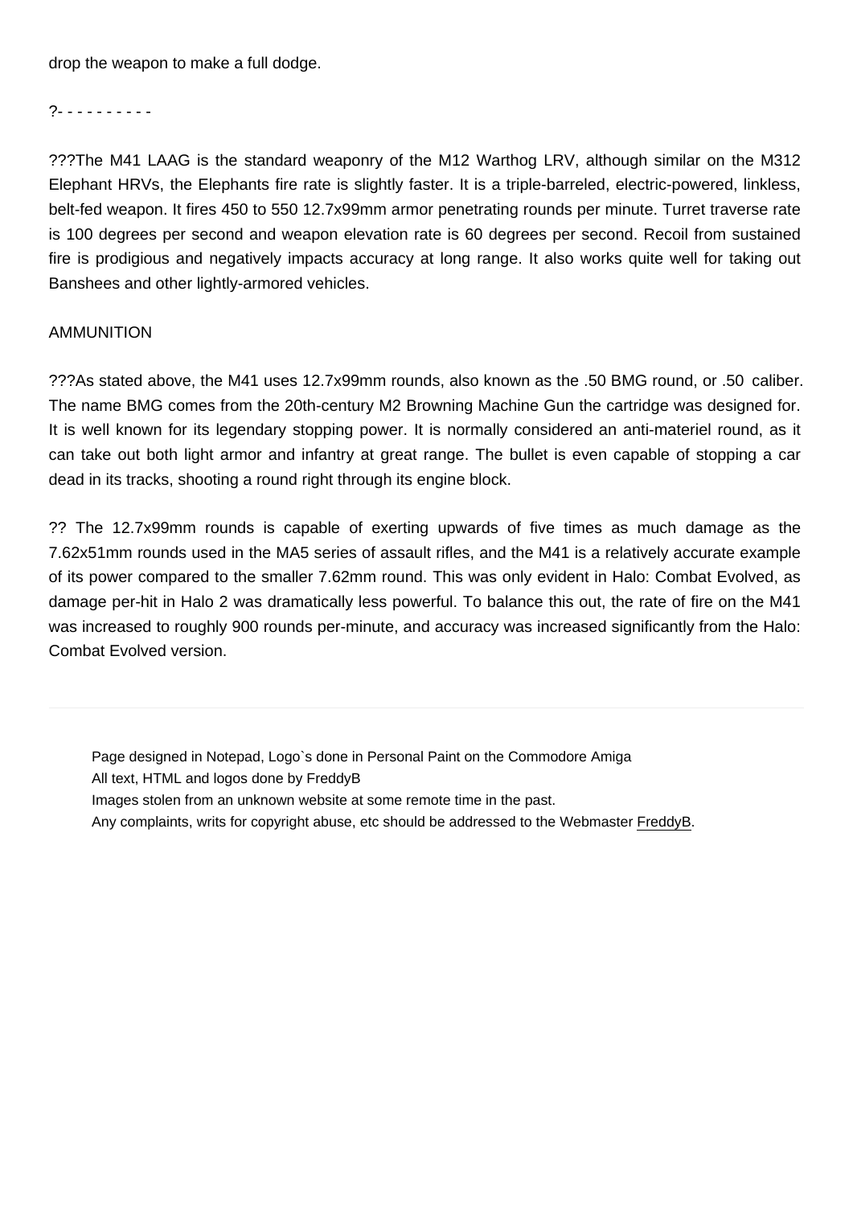drop the weapon to make a full dodge.

?- - - - - - - - - -

???The M41 LAAG is the standard weaponry of the M12 Warthog LRV, although similar on the M312 Elephant HRVs, the Elephants fire rate is slightly faster. It is a triple-barreled, electric-powered, linkless, belt-fed weapon. It fires 450 to 550 12.7x99mm armor penetrating rounds per minute. Turret traverse rate is 100 degrees per second and weapon elevation rate is 60 degrees per second. Recoil from sustained fire is prodigious and negatively impacts accuracy at long range. It also works quite well for taking out Banshees and other lightly-armored vehicles.

AMMUNITION

???As stated above, the M41 uses 12.7x99mm rounds, also known as the .50 BMG round, or .50 caliber. The name BMG comes from the 20th-century M2 Browning Machine Gun the cartridge was designed for. It is well known for its legendary stopping power. It is normally considered an anti-materiel round, as it can take out both light armor and infantry at great range. The bullet is even capable of stopping a car dead in its tracks, shooting a round right through its engine block.

?? The 12.7x99mm rounds is capable of exerting upwards of five times as much damage as the 7.62x51mm rounds used in the MA5 series of assault rifles, and the M41 is a relatively accurate example of its power compared to the smaller 7.62mm round. This was only evident in Halo: Combat Evolved, as damage per-hit in Halo 2 was dramatically less powerful. To balance this out, the rate of fire on the M41 was increased to roughly 900 rounds per-minute, and accuracy was increased significantly from the Halo: Combat Evolved version.

---

Page designed in Notepad, Logo`s done in Personal Paint on the Commodore Amiga
All text, HTML and logos done by FreddyB
Images stolen from an unknown website at some remote time in the past.
Any complaints, writs for copyright abuse, etc should be addressed to the Webmaster FreddyB.